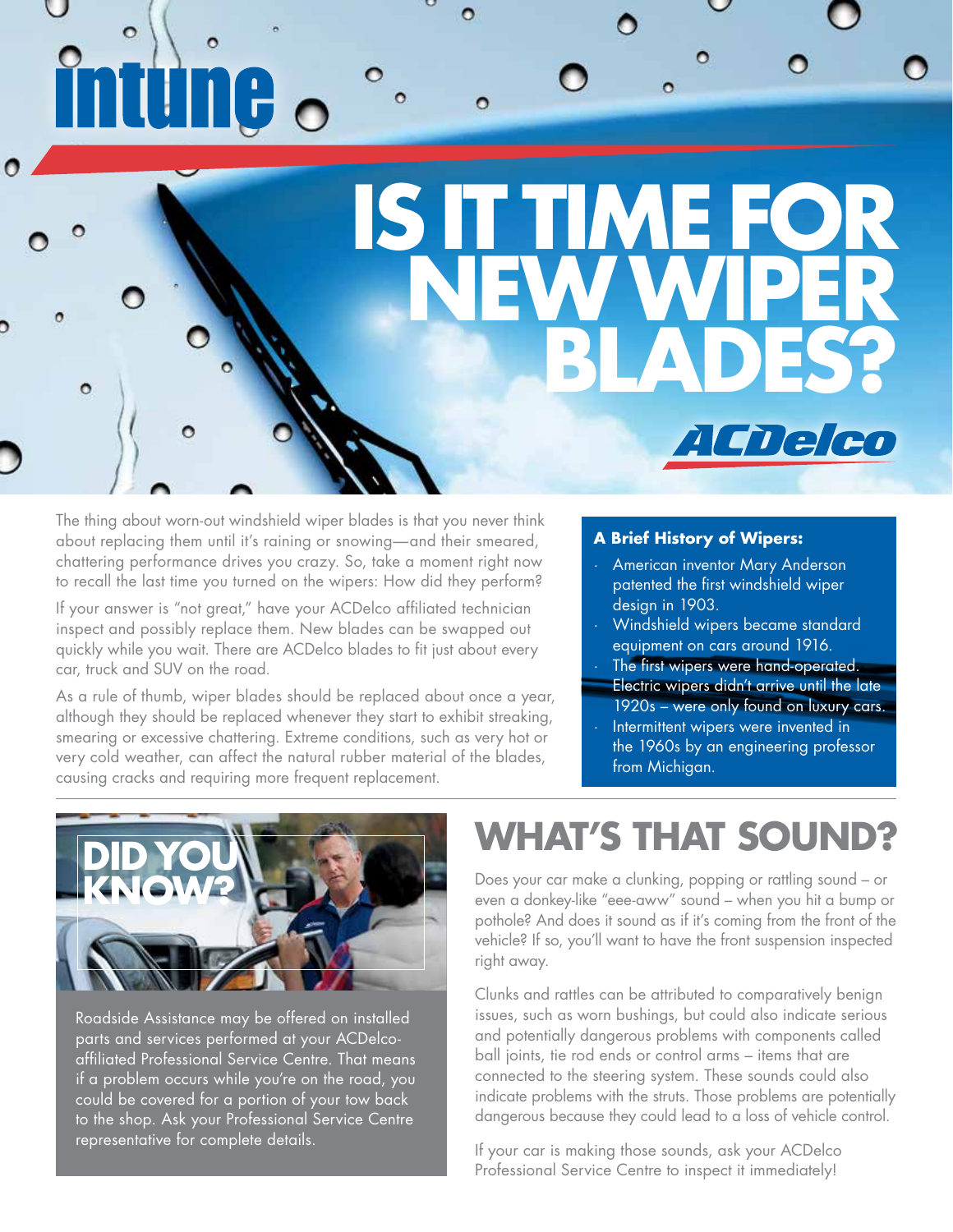intune

# IS IT TIME FOR NEW WIPER BLADES?

ACDelco

The thing about worn-out windshield wiper blades is that you never think about replacing them until it's raining or snowing—and their smeared, chattering performance drives you crazy. So, take a moment right now to recall the last time you turned on the wipers: How did they perform?

If your answer is "not great," have your ACDelco affiliated technician inspect and possibly replace them. New blades can be swapped out quickly while you wait. There are ACDelco blades to fit just about every car, truck and SUV on the road.

As a rule of thumb, wiper blades should be replaced about once a year, although they should be replaced whenever they start to exhibit streaking, smearing or excessive chattering. Extreme conditions, such as very hot or very cold weather, can affect the natural rubber material of the blades, causing cracks and requiring more frequent replacement.

### A Brief History of Wipers:

- American inventor Mary Anderson patented the first windshield wiper design in 1903.
- Windshield wipers became standard equipment on cars around 1916.
- The first wipers were hand-operated. Electric wipers didn't arrive until the late 1920s – were only found on luxury cars.
- Intermittent wipers were invented in the 1960s by an engineering professor from Michigan.

## DID YOU KNOW?

Roadside Assistance may be offered on installed parts and services performed at your ACDelco-affiliated Professional Service Centre. That means if a problem occurs while you're on the road, you could be covered for a portion of your tow back to the shop. Ask your Professional Service Centre representative for complete details.

## WHAT'S THAT SOUND?

Does your car make a clunking, popping or rattling sound – or even a donkey-like "eee-aww" sound – when you hit a bump or pothole? And does it sound as if it's coming from the front of the vehicle? If so, you'll want to have the front suspension inspected right away.

Clunks and rattles can be attributed to comparatively benign issues, such as worn bushings, but could also indicate serious and potentially dangerous problems with components called ball joints, tie rod ends or control arms – items that are connected to the steering system. These sounds could also indicate problems with the struts. Those problems are potentially dangerous because they could lead to a loss of vehicle control.

If your car is making those sounds, ask your ACDelco Professional Service Centre to inspect it immediately!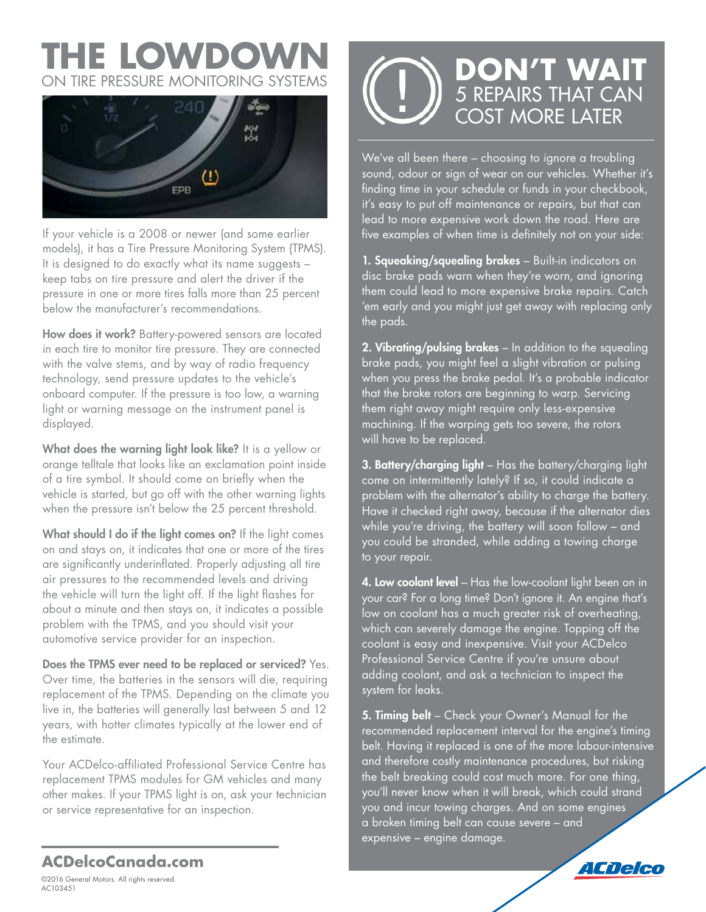# THE LOWDOWN

## ON TIRE PRESSURE MONITORING SYSTEMS

If your vehicle is a 2008 or newer (and some earlier models), it has a Tire Pressure Monitoring System (TPMS). It is designed to do exactly what its name suggests – keep tabs on tire pressure and alert the driver if the pressure in one or more tires falls more than 25 percent below the manufacturer's recommendations.

**How does it work?** Battery-powered sensors are located in each tire to monitor tire pressure. They are connected with the valve stems, and by way of radio frequency technology, send pressure updates to the vehicle's onboard computer. If the pressure is too low, a warning light or warning message on the instrument panel is displayed.

**What does the warning light look like?** It is a yellow or orange telltale that looks like an exclamation point inside of a tire symbol. It should come on briefly when the vehicle is started, but go off with the other warning lights when the pressure isn't below the 25 percent threshold.

**What should I do if the light comes on?** If the light comes on and stays on, it indicates that one or more of the tires are significantly underinflated. Properly adjusting all tire air pressures to the recommended levels and driving the vehicle will turn the light off. If the light flashes for about a minute and then stays on, it indicates a possible problem with the TPMS, and you should visit your automotive service provider for an inspection.

**Does the TPMS ever need to be replaced or serviced?** Yes. Over time, the batteries in the sensors will die, requiring replacement of the TPMS. Depending on the climate you live in, the batteries will generally last between 5 and 12 years, with hotter climates typically at the lower end of the estimate.

Your ACDelco-affiliated Professional Service Centre has replacement TPMS modules for GM vehicles and many other makes. If your TPMS light is on, ask your technician or service representative for an inspection.

# DON'T WAIT

## 5 REPAIRS THAT CAN COST MORE LATER

We've all been there – choosing to ignore a troubling sound, odour or sign of wear on our vehicles. Whether it's finding time in your schedule or funds in your checkbook, it's easy to put off maintenance or repairs, but that can lead to more expensive work down the road. Here are five examples of when time is definitely not on your side:

**1. Squeaking/squealing brakes** – Built-in indicators on disc brake pads warn when they're worn, and ignoring them could lead to more expensive brake repairs. Catch 'em early and you might just get away with replacing only the pads.

**2. Vibrating/pulsing brakes** – In addition to the squealing brake pads, you might feel a slight vibration or pulsing when you press the brake pedal. It's a probable indicator that the brake rotors are beginning to warp. Servicing them right away might require only less-expensive machining. If the warping gets too severe, the rotors will have to be replaced.

**3. Battery/charging light** – Has the battery/charging light come on intermittently lately? If so, it could indicate a problem with the alternator's ability to charge the battery. Have it checked right away, because if the alternator dies while you're driving, the battery will soon follow – and you could be stranded, while adding a towing charge to your repair.

**4. Low coolant level** – Has the low-coolant light been on in your car? For a long time? Don't ignore it. An engine that's low on coolant has a much greater risk of overheating, which can severely damage the engine. Topping off the coolant is easy and inexpensive. Visit your ACDelco Professional Service Centre if you're unsure about adding coolant, and ask a technician to inspect the system for leaks.

**5. Timing belt** – Check your Owner's Manual for the recommended replacement interval for the engine's timing belt. Having it replaced is one of the more labour-intensive and therefore costly maintenance procedures, but risking the belt breaking could cost much more. For one thing, you'll never know when it will break, which could strand you and incur towing charges. And on some engines a broken timing belt can cause severe – and expensive – engine damage.

**ACDelcoCanada.com**

©2016 General Motors. All rights reserved.
AC103451